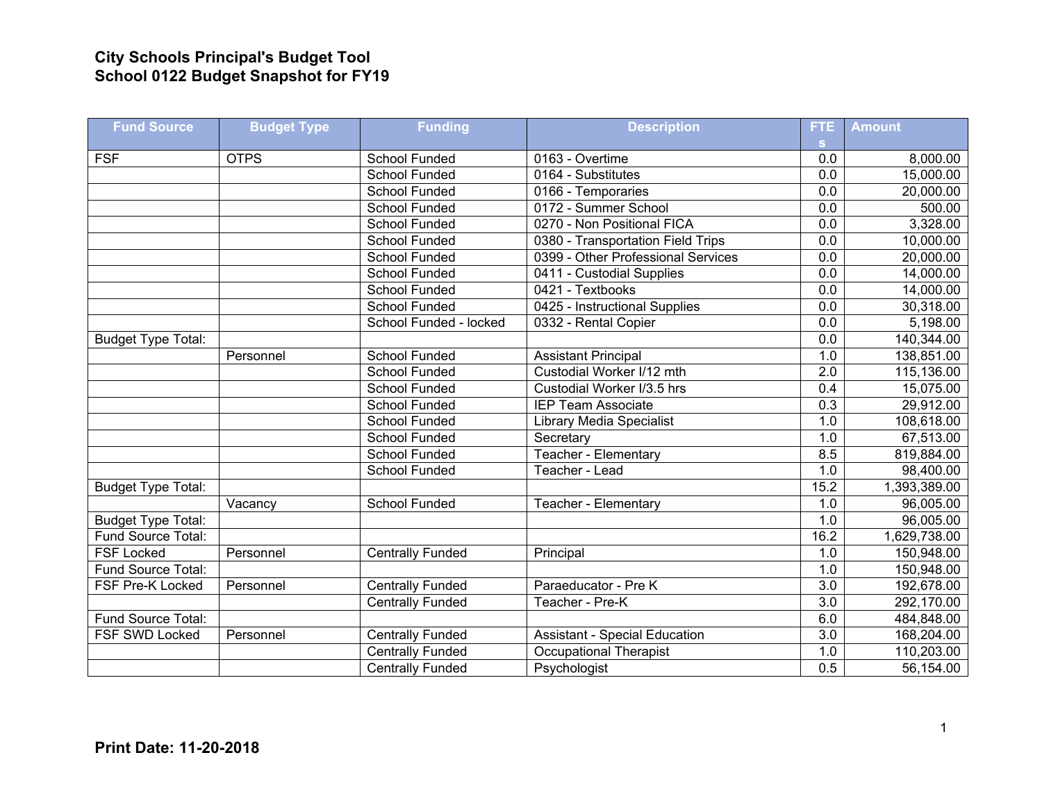# City Schools Principal's Budget Tool
## School 0122 Budget Snapshot for FY19

| Fund Source | Budget Type | Funding | Description | FTEs | Amount |
|---|---|---|---|---|---|
| FSF | OTPS | School Funded | 0163 - Overtime | 0.0 | 8,000.00 |
| | | School Funded | 0164 - Substitutes | 0.0 | 15,000.00 |
| | | School Funded | 0166 - Temporaries | 0.0 | 20,000.00 |
| | | School Funded | 0172 - Summer School | 0.0 | 500.00 |
| | | School Funded | 0270 - Non Positional FICA | 0.0 | 3,328.00 |
| | | School Funded | 0380 - Transportation Field Trips | 0.0 | 10,000.00 |
| | | School Funded | 0399 - Other Professional Services | 0.0 | 20,000.00 |
| | | School Funded | 0411 - Custodial Supplies | 0.0 | 14,000.00 |
| | | School Funded | 0421 - Textbooks | 0.0 | 14,000.00 |
| | | School Funded | 0425 - Instructional Supplies | 0.0 | 30,318.00 |
| | | School Funded - locked | 0332 - Rental Copier | 0.0 | 5,198.00 |
| Budget Type Total: | | | | 0.0 | 140,344.00 |
| | Personnel | School Funded | Assistant Principal | 1.0 | 138,851.00 |
| | | School Funded | Custodial Worker I/12 mth | 2.0 | 115,136.00 |
| | | School Funded | Custodial Worker I/3.5 hrs | 0.4 | 15,075.00 |
| | | School Funded | IEP Team Associate | 0.3 | 29,912.00 |
| | | School Funded | Library Media Specialist | 1.0 | 108,618.00 |
| | | School Funded | Secretary | 1.0 | 67,513.00 |
| | | School Funded | Teacher - Elementary | 8.5 | 819,884.00 |
| | | School Funded | Teacher - Lead | 1.0 | 98,400.00 |
| Budget Type Total: | | | | 15.2 | 1,393,389.00 |
| | Vacancy | School Funded | Teacher - Elementary | 1.0 | 96,005.00 |
| Budget Type Total: | | | | 1.0 | 96,005.00 |
| Fund Source Total: | | | | 16.2 | 1,629,738.00 |
| FSF Locked | Personnel | Centrally Funded | Principal | 1.0 | 150,948.00 |
| Fund Source Total: | | | | 1.0 | 150,948.00 |
| FSF Pre-K Locked | Personnel | Centrally Funded | Paraeducator - Pre K | 3.0 | 192,678.00 |
| | | Centrally Funded | Teacher - Pre-K | 3.0 | 292,170.00 |
| Fund Source Total: | | | | 6.0 | 484,848.00 |
| FSF SWD Locked | Personnel | Centrally Funded | Assistant - Special Education | 3.0 | 168,204.00 |
| | | Centrally Funded | Occupational Therapist | 1.0 | 110,203.00 |
| | | Centrally Funded | Psychologist | 0.5 | 56,154.00 |

**Print Date: 11-20-2018**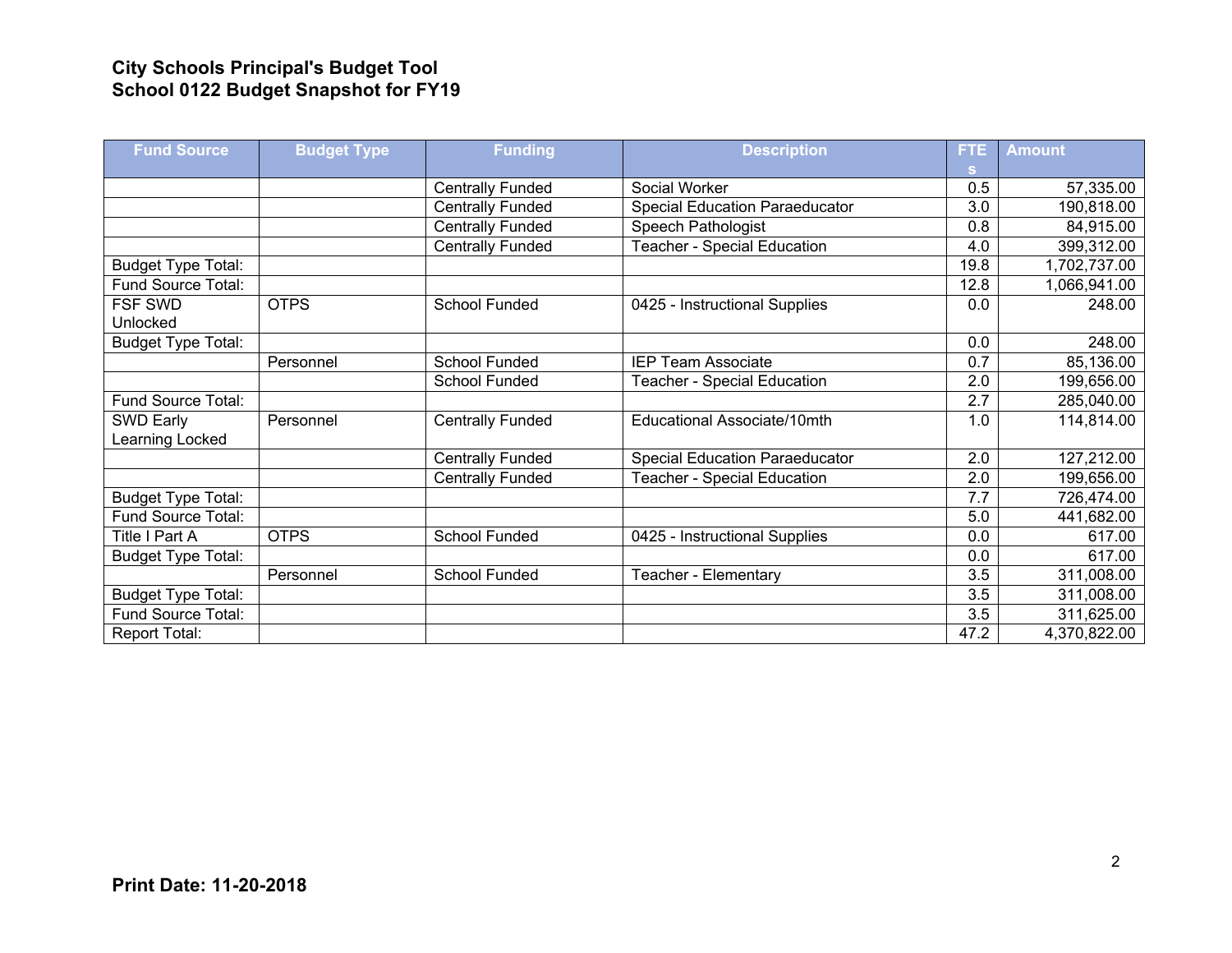**City Schools Principal's Budget Tool**
**School 0122 Budget Snapshot for FY19**

| Fund Source | Budget Type | Funding | Description | FTEs | Amount |
|---|---|---|---|---|---|
| | | Centrally Funded | Social Worker | 0.5 | 57,335.00 |
| | | Centrally Funded | Special Education Paraeducator | 3.0 | 190,818.00 |
| | | Centrally Funded | Speech Pathologist | 0.8 | 84,915.00 |
| | | Centrally Funded | Teacher - Special Education | 4.0 | 399,312.00 |
| Budget Type Total: | | | | 19.8 | 1,702,737.00 |
| Fund Source Total: | | | | 12.8 | 1,066,941.00 |
| FSF SWD Unlocked | OTPS | School Funded | 0425 - Instructional Supplies | 0.0 | 248.00 |
| Budget Type Total: | | | | 0.0 | 248.00 |
| | Personnel | School Funded | IEP Team Associate | 0.7 | 85,136.00 |
| | | School Funded | Teacher - Special Education | 2.0 | 199,656.00 |
| Fund Source Total: | | | | 2.7 | 285,040.00 |
| SWD Early Learning Locked | Personnel | Centrally Funded | Educational Associate/10mth | 1.0 | 114,814.00 |
| | | Centrally Funded | Special Education Paraeducator | 2.0 | 127,212.00 |
| | | Centrally Funded | Teacher - Special Education | 2.0 | 199,656.00 |
| Budget Type Total: | | | | 7.7 | 726,474.00 |
| Fund Source Total: | | | | 5.0 | 441,682.00 |
| Title I Part A | OTPS | School Funded | 0425 - Instructional Supplies | 0.0 | 617.00 |
| Budget Type Total: | | | | 0.0 | 617.00 |
| | Personnel | School Funded | Teacher - Elementary | 3.5 | 311,008.00 |
| Budget Type Total: | | | | 3.5 | 311,008.00 |
| Fund Source Total: | | | | 3.5 | 311,625.00 |
| Report Total: | | | | 47.2 | 4,370,822.00 |

**Print Date: 11-20-2018**